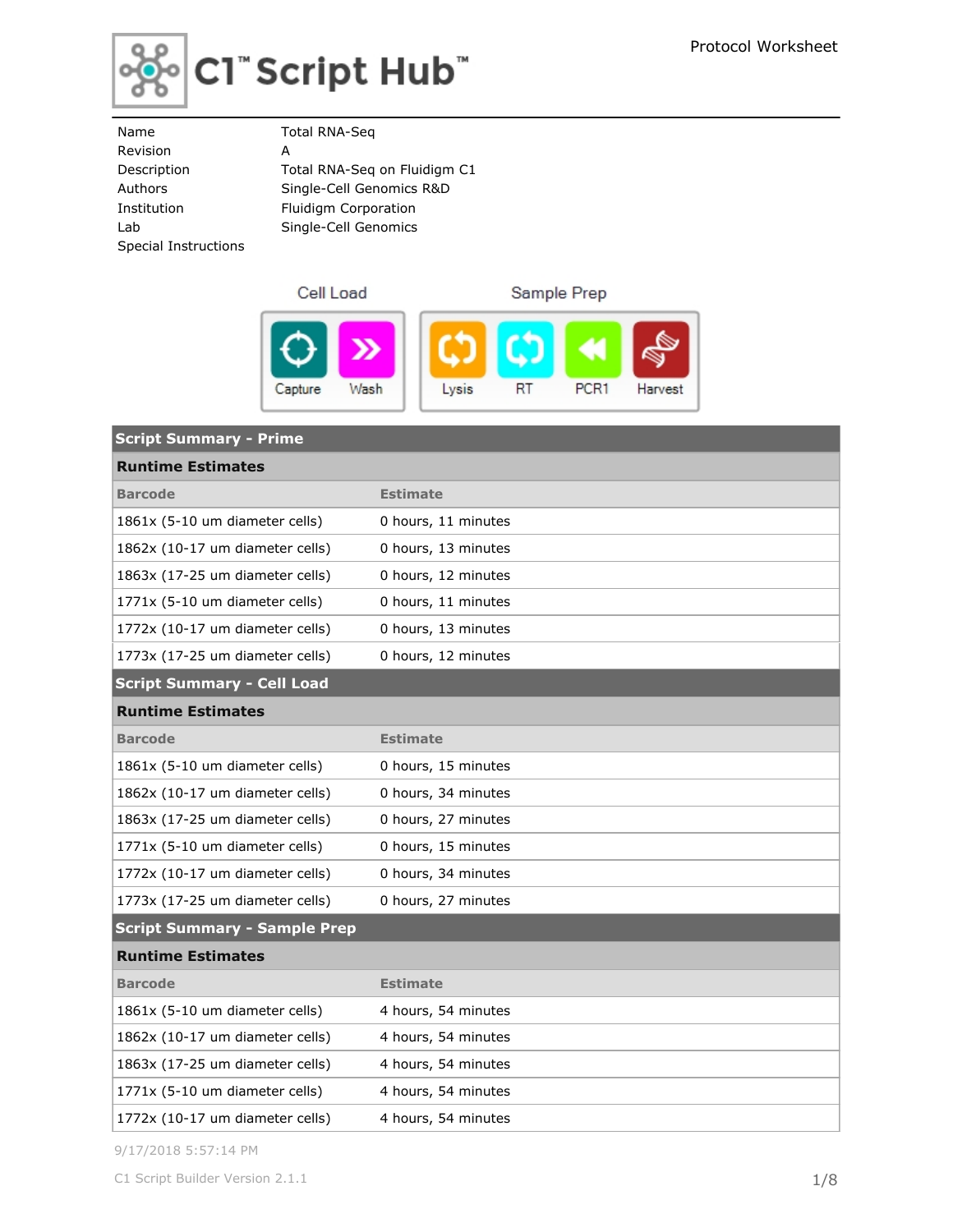# C1™ Script Hub™

Protocol Worksheet

| | |
|---|---|
| Name | Total RNA-Seq |
| Revision | A |
| Description | Total RNA-Seq on Fluidigm C1 |
| Authors | Single-Cell Genomics R&D |
| Institution | Fluidigm Corporation |
| Lab | Single-Cell Genomics |
| Special Instructions | |

**Cell Load:** Capture, Wash

**Sample Prep:** Lysis, RT, PCR1, Harvest

## Script Summary - Prime

### Runtime Estimates

| Barcode | Estimate |
|---|---|
| 1861x (5-10 um diameter cells) | 0 hours, 11 minutes |
| 1862x (10-17 um diameter cells) | 0 hours, 13 minutes |
| 1863x (17-25 um diameter cells) | 0 hours, 12 minutes |
| 1771x (5-10 um diameter cells) | 0 hours, 11 minutes |
| 1772x (10-17 um diameter cells) | 0 hours, 13 minutes |
| 1773x (17-25 um diameter cells) | 0 hours, 12 minutes |

## Script Summary - Cell Load

### Runtime Estimates

| Barcode | Estimate |
|---|---|
| 1861x (5-10 um diameter cells) | 0 hours, 15 minutes |
| 1862x (10-17 um diameter cells) | 0 hours, 34 minutes |
| 1863x (17-25 um diameter cells) | 0 hours, 27 minutes |
| 1771x (5-10 um diameter cells) | 0 hours, 15 minutes |
| 1772x (10-17 um diameter cells) | 0 hours, 34 minutes |
| 1773x (17-25 um diameter cells) | 0 hours, 27 minutes |

## Script Summary - Sample Prep

### Runtime Estimates

| Barcode | Estimate |
|---|---|
| 1861x (5-10 um diameter cells) | 4 hours, 54 minutes |
| 1862x (10-17 um diameter cells) | 4 hours, 54 minutes |
| 1863x (17-25 um diameter cells) | 4 hours, 54 minutes |
| 1771x (5-10 um diameter cells) | 4 hours, 54 minutes |
| 1772x (10-17 um diameter cells) | 4 hours, 54 minutes |

9/17/2018 5:57:14 PM

C1 Script Builder Version 2.1.1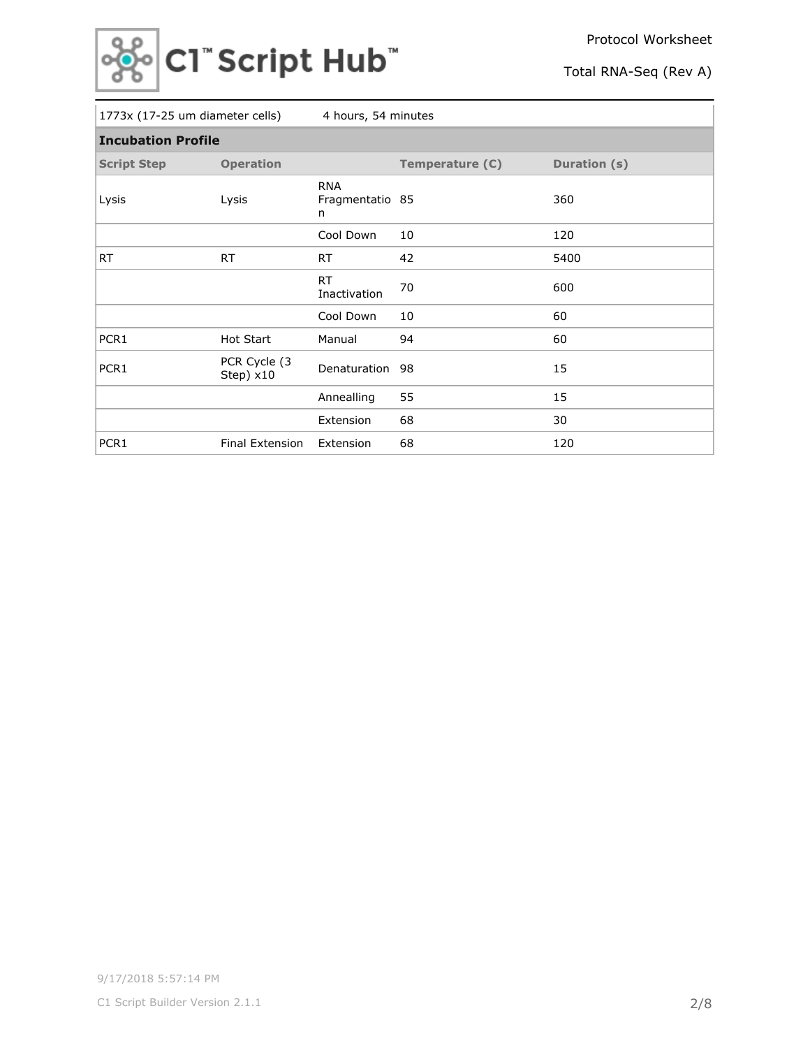| 1773x (17-25 um diameter cells) | | 4 hours, 54 minutes | | |
|---|---|---|---|---|
| **Incubation Profile** | | | | |
| **Script Step** | **Operation** | | **Temperature (C)** | **Duration (s)** |
| Lysis | Lysis | RNA Fragmentation | 85 | 360 |
| | | Cool Down | 10 | 120 |
| RT | RT | RT | 42 | 5400 |
| | | RT Inactivation | 70 | 600 |
| | | Cool Down | 10 | 60 |
| PCR1 | Hot Start | Manual | 94 | 60 |
| PCR1 | PCR Cycle (3 Step) x10 | Denaturation | 98 | 15 |
| | | Annealling | 55 | 15 |
| | | Extension | 68 | 30 |
| PCR1 | Final Extension | Extension | 68 | 120 |

9/17/2018 5:57:14 PM

C1 Script Builder Version 2.1.1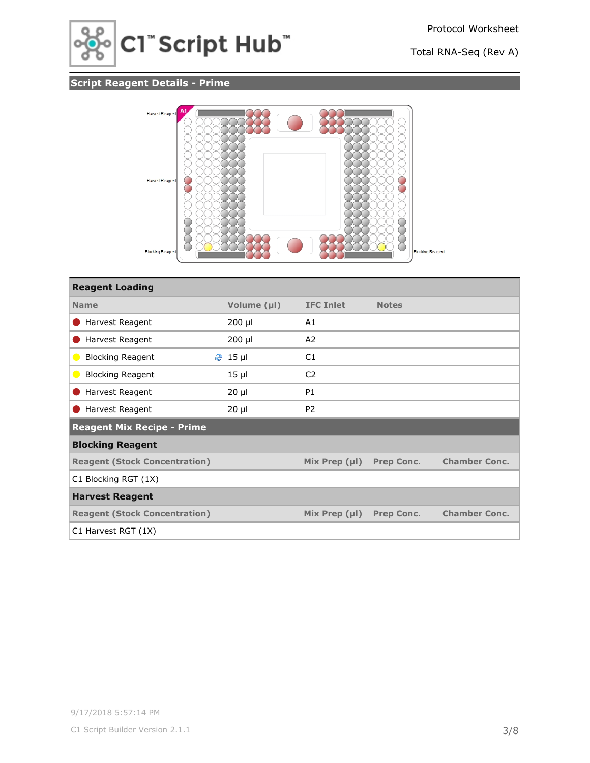Protocol Worksheet

Total RNA-Seq (Rev A)

## Script Reagent Details - Prime

| Reagent Loading | | | |
|---|---|---|---|
| **Name** | **Volume (µl)** | **IFC Inlet** | **Notes** |
| Harvest Reagent | 200 µl | A1 | |
| Harvest Reagent | 200 µl | A2 | |
| Blocking Reagent | 15 µl | C1 | |
| Blocking Reagent | 15 µl | C2 | |
| Harvest Reagent | 20 µl | P1 | |
| Harvest Reagent | 20 µl | P2 | |

### Reagent Mix Recipe - Prime

**Blocking Reagent**

| Reagent (Stock Concentration) | Mix Prep (µl) | Prep Conc. | Chamber Conc. |
|---|---|---|---|
| C1 Blocking RGT (1X) | | | |

**Harvest Reagent**

| Reagent (Stock Concentration) | Mix Prep (µl) | Prep Conc. | Chamber Conc. |
|---|---|---|---|
| C1 Harvest RGT (1X) | | | |

9/17/2018 5:57:14 PM

C1 Script Builder Version 2.1.1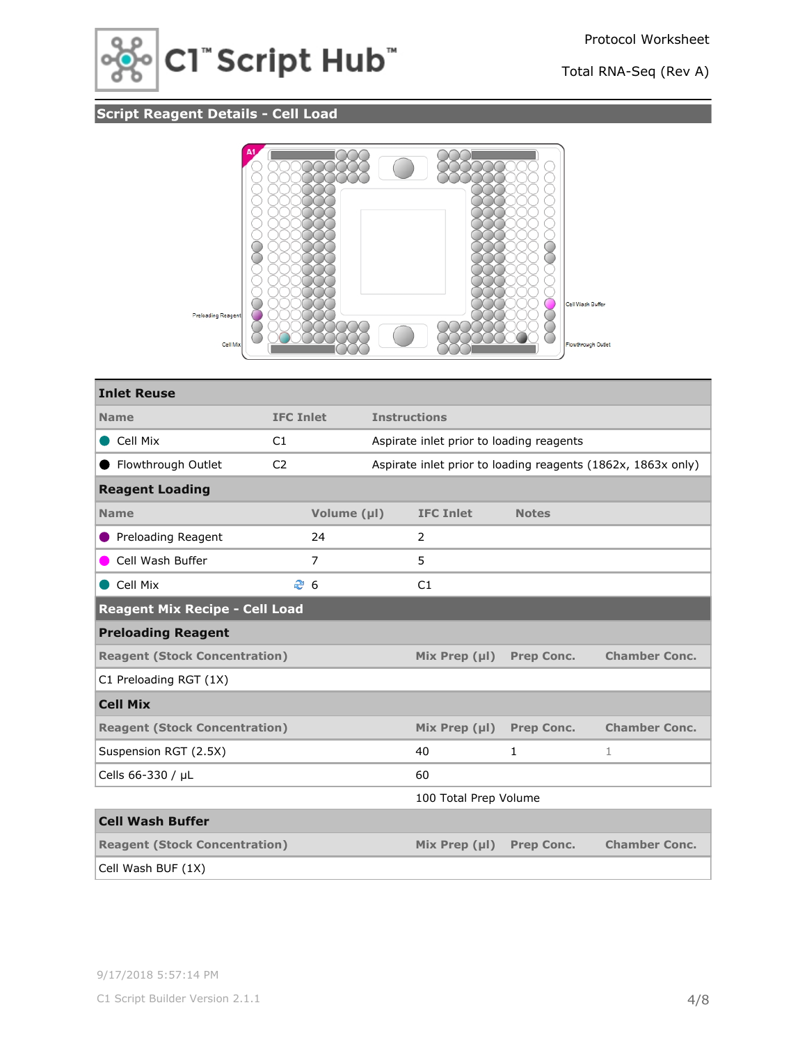## Script Reagent Details - Cell Load

Preloading Reagent

Cell Mix

Cell Wash Buffer

Flowthrough Outlet

### Inlet Reuse

| Name | IFC Inlet | Instructions |
|---|---|---|
| Cell Mix | C1 | Aspirate inlet prior to loading reagents |
| Flowthrough Outlet | C2 | Aspirate inlet prior to loading reagents (1862x, 1863x only) |

### Reagent Loading

| Name | Volume (µl) | IFC Inlet | Notes |
|---|---|---|---|
| Preloading Reagent | 24 | 2 | |
| Cell Wash Buffer | 7 | 5 | |
| Cell Mix | 6 | C1 | |

### Reagent Mix Recipe - Cell Load

#### Preloading Reagent

| Reagent (Stock Concentration) | Mix Prep (µl) | Prep Conc. | Chamber Conc. |
|---|---|---|---|
| C1 Preloading RGT (1X) | | | |

#### Cell Mix

| Reagent (Stock Concentration) | Mix Prep (µl) | Prep Conc. | Chamber Conc. |
|---|---|---|---|
| Suspension RGT (2.5X) | 40 | 1 | 1 |
| Cells 66-330 / µL | 60 | | |
| | 100 Total Prep Volume | | |

#### Cell Wash Buffer

| Reagent (Stock Concentration) | Mix Prep (µl) | Prep Conc. | Chamber Conc. |
|---|---|---|---|
| Cell Wash BUF (1X) | | | |

9/17/2018 5:57:14 PM

C1 Script Builder Version 2.1.1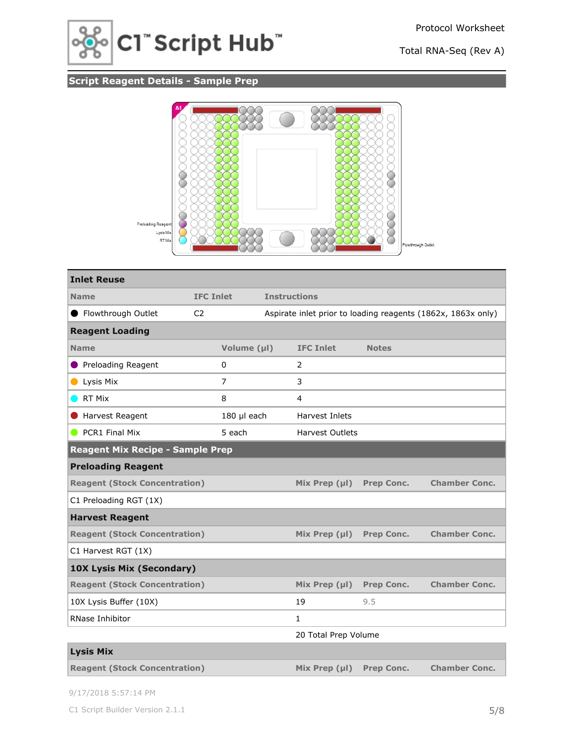Protocol Worksheet

Total RNA-Seq (Rev A)

## Script Reagent Details - Sample Prep

Preloading Reagent

Lysis Mix

RT Mix

Flowthrough Outlet

### Inlet Reuse

| Name | IFC Inlet | Instructions |
|---|---|---|
| ● Flowthrough Outlet | C2 | Aspirate inlet prior to loading reagents (1862x, 1863x only) |

### Reagent Loading

| Name | Volume (µl) | IFC Inlet | Notes |
|---|---|---|---|
| ● Preloading Reagent | 0 | 2 | |
| ● Lysis Mix | 7 | 3 | |
| ● RT Mix | 8 | 4 | |
| ● Harvest Reagent | 180 µl each | Harvest Inlets | |
| ● PCR1 Final Mix | 5 each | Harvest Outlets | |

## Reagent Mix Recipe - Sample Prep

### Preloading Reagent

| Reagent (Stock Concentration) | Mix Prep (µl) | Prep Conc. | Chamber Conc. |
|---|---|---|---|
| C1 Preloading RGT (1X) | | | |

### Harvest Reagent

| Reagent (Stock Concentration) | Mix Prep (µl) | Prep Conc. | Chamber Conc. |
|---|---|---|---|
| C1 Harvest RGT (1X) | | | |

### 10X Lysis Mix (Secondary)

| Reagent (Stock Concentration) | Mix Prep (µl) | Prep Conc. | Chamber Conc. |
|---|---|---|---|
| 10X Lysis Buffer (10X) | 19 | 9.5 | |
| RNase Inhibitor | 1 | | |
| | 20 Total Prep Volume | | |

### Lysis Mix

| Reagent (Stock Concentration) | Mix Prep (µl) | Prep Conc. | Chamber Conc. |
|---|---|---|---|

9/17/2018 5:57:14 PM

C1 Script Builder Version 2.1.1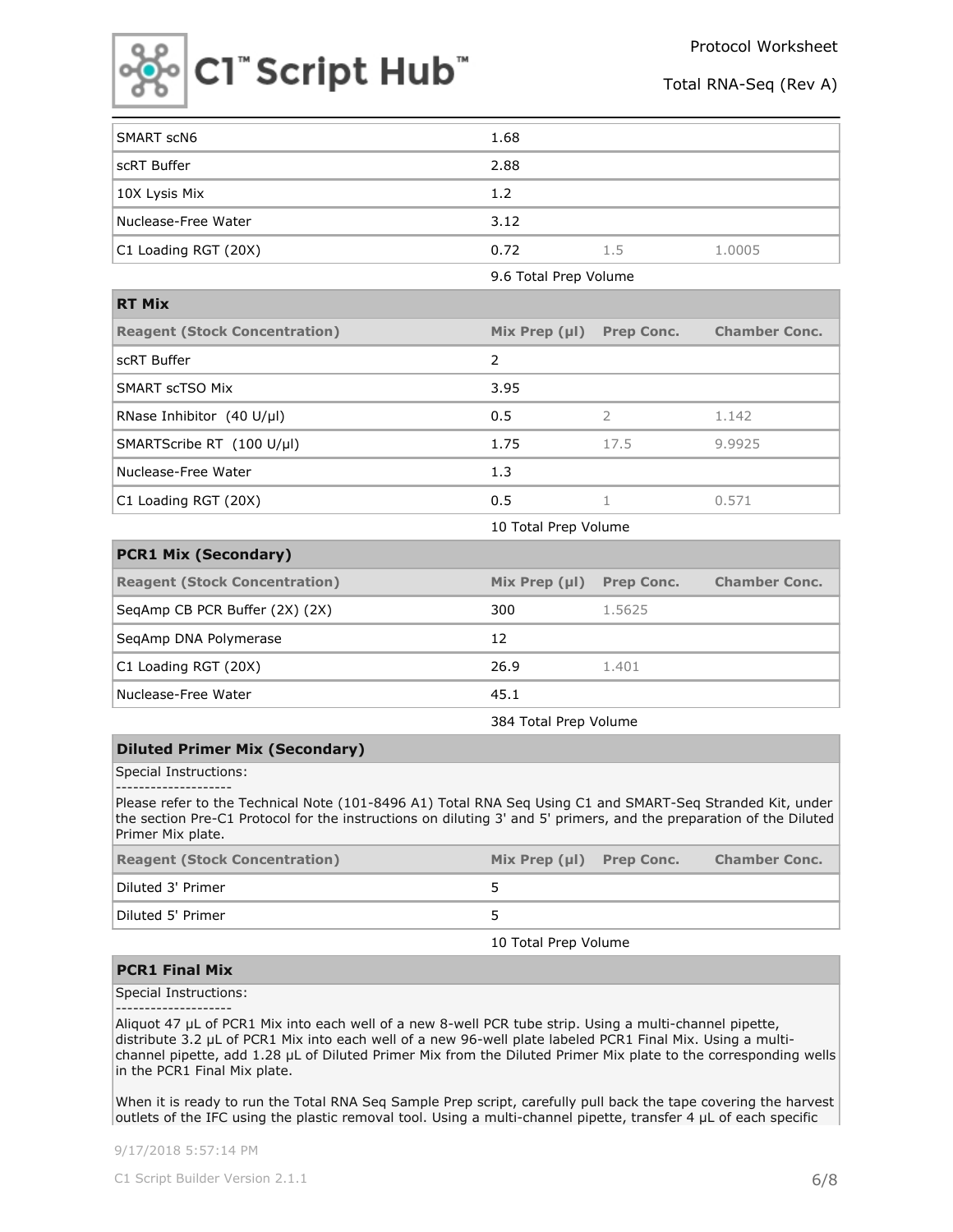| | | | |
|---|---|---|---|
| SMART scN6 | 1.68 | | |
| scRT Buffer | 2.88 | | |
| 10X Lysis Mix | 1.2 | | |
| Nuclease-Free Water | 3.12 | | |
| C1 Loading RGT (20X) | 0.72 | 1.5 | 1.0005 |

9.6 Total Prep Volume

| **RT Mix** | | | |
|---|---|---|---|
| **Reagent (Stock Concentration)** | **Mix Prep (µl)** | **Prep Conc.** | **Chamber Conc.** |
| scRT Buffer | 2 | | |
| SMART scTSO Mix | 3.95 | | |
| RNase Inhibitor (40 U/µl) | 0.5 | 2 | 1.142 |
| SMARTScribe RT (100 U/µl) | 1.75 | 17.5 | 9.9925 |
| Nuclease-Free Water | 1.3 | | |
| C1 Loading RGT (20X) | 0.5 | 1 | 0.571 |

10 Total Prep Volume

| **PCR1 Mix (Secondary)** | | | |
|---|---|---|---|
| **Reagent (Stock Concentration)** | **Mix Prep (µl)** | **Prep Conc.** | **Chamber Conc.** |
| SeqAmp CB PCR Buffer (2X) (2X) | 300 | 1.5625 | |
| SeqAmp DNA Polymerase | 12 | | |
| C1 Loading RGT (20X) | 26.9 | 1.401 | |
| Nuclease-Free Water | 45.1 | | |

384 Total Prep Volume

**Diluted Primer Mix (Secondary)**

Special Instructions:
-------------------
Please refer to the Technical Note (101-8496 A1) Total RNA Seq Using C1 and SMART-Seq Stranded Kit, under the section Pre-C1 Protocol for the instructions on diluting 3' and 5' primers, and the preparation of the Diluted Primer Mix plate.

| **Reagent (Stock Concentration)** | **Mix Prep (µl)** | **Prep Conc.** | **Chamber Conc.** |
|---|---|---|---|
| Diluted 3' Primer | 5 | | |
| Diluted 5' Primer | 5 | | |

10 Total Prep Volume

**PCR1 Final Mix**

Special Instructions:
-------------------
Aliquot 47 µL of PCR1 Mix into each well of a new 8-well PCR tube strip. Using a multi-channel pipette, distribute 3.2 µL of PCR1 Mix into each well of a new 96-well plate labeled PCR1 Final Mix. Using a multi-channel pipette, add 1.28 µL of Diluted Primer Mix from the Diluted Primer Mix plate to the corresponding wells in the PCR1 Final Mix plate.

When it is ready to run the Total RNA Seq Sample Prep script, carefully pull back the tape covering the harvest outlets of the IFC using the plastic removal tool. Using a multi-channel pipette, transfer 4 µL of each specific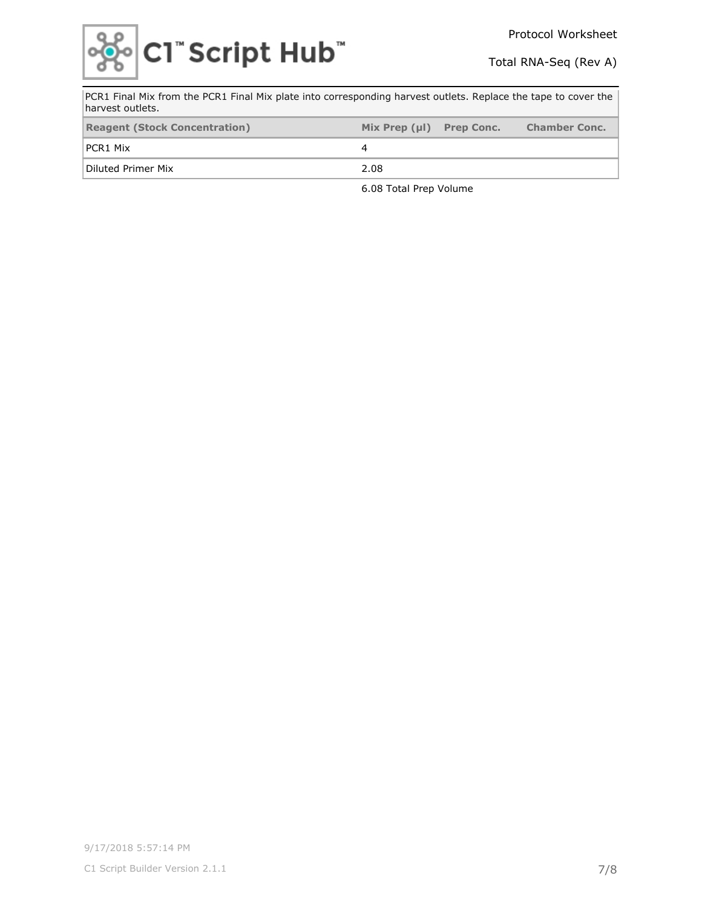PCR1 Final Mix from the PCR1 Final Mix plate into corresponding harvest outlets. Replace the tape to cover the harvest outlets.

| Reagent (Stock Concentration) | Mix Prep (µl) | Prep Conc. | Chamber Conc. |
|---|---|---|---|
| PCR1 Mix | 4 | | |
| Diluted Primer Mix | 2.08 | | |

6.08 Total Prep Volume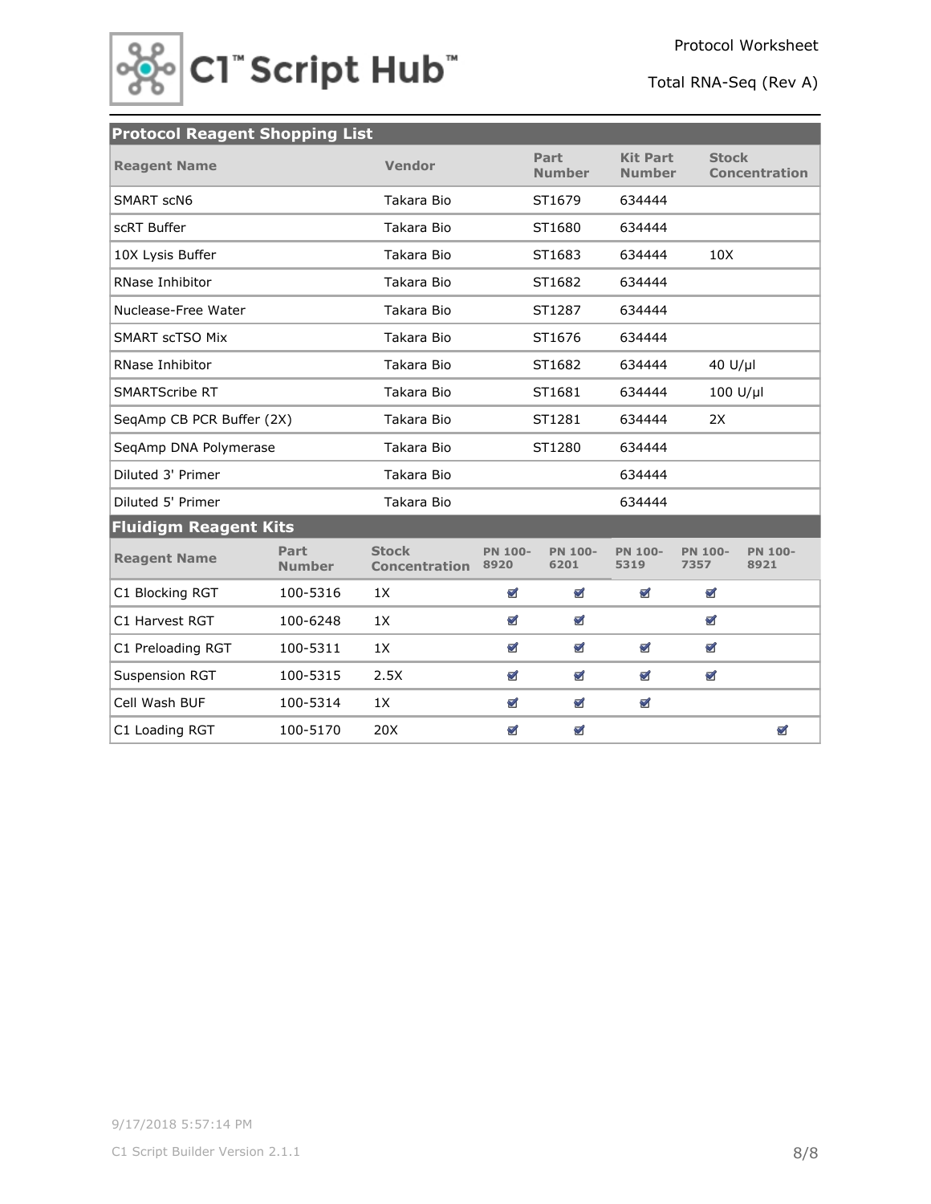## Protocol Reagent Shopping List

| Reagent Name | Vendor | Part Number | Kit Part Number | Stock Concentration |
|---|---|---|---|---|
| SMART scN6 | Takara Bio | ST1679 | 634444 | |
| scRT Buffer | Takara Bio | ST1680 | 634444 | |
| 10X Lysis Buffer | Takara Bio | ST1683 | 634444 | 10X |
| RNase Inhibitor | Takara Bio | ST1682 | 634444 | |
| Nuclease-Free Water | Takara Bio | ST1287 | 634444 | |
| SMART scTSO Mix | Takara Bio | ST1676 | 634444 | |
| RNase Inhibitor | Takara Bio | ST1682 | 634444 | 40 U/µl |
| SMARTScribe RT | Takara Bio | ST1681 | 634444 | 100 U/µl |
| SeqAmp CB PCR Buffer (2X) | Takara Bio | ST1281 | 634444 | 2X |
| SeqAmp DNA Polymerase | Takara Bio | ST1280 | 634444 | |
| Diluted 3' Primer | Takara Bio | | 634444 | |
| Diluted 5' Primer | Takara Bio | | 634444 | |

## Fluidigm Reagent Kits

| Reagent Name | Part Number | Stock Concentration | PN 100-8920 | PN 100-6201 | PN 100-5319 | PN 100-7357 | PN 100-8921 |
|---|---|---|---|---|---|---|---|
| C1 Blocking RGT | 100-5316 | 1X | ☑ | ☑ | ☑ | ☑ | |
| C1 Harvest RGT | 100-6248 | 1X | ☑ | ☑ | | ☑ | |
| C1 Preloading RGT | 100-5311 | 1X | ☑ | ☑ | ☑ | ☑ | |
| Suspension RGT | 100-5315 | 2.5X | ☑ | ☑ | ☑ | ☑ | |
| Cell Wash BUF | 100-5314 | 1X | ☑ | ☑ | ☑ | | |
| C1 Loading RGT | 100-5170 | 20X | ☑ | ☑ | | | ☑ |

9/17/2018 5:57:14 PM

C1 Script Builder Version 2.1.1